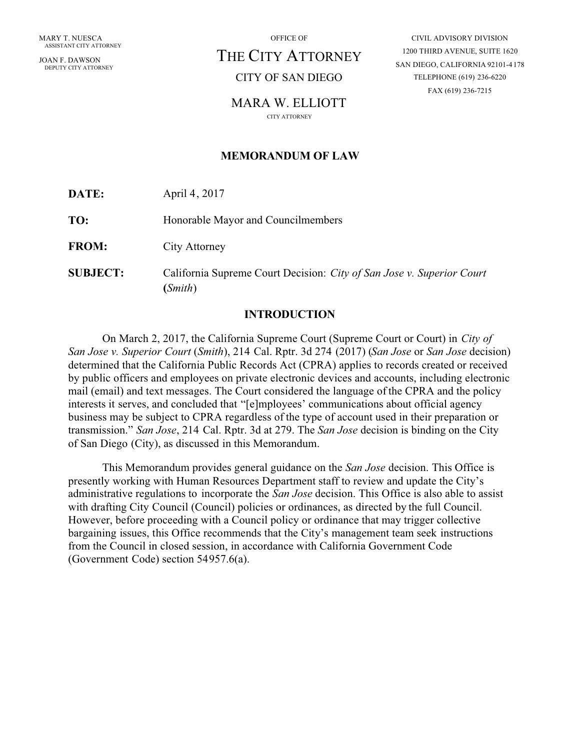MARY T. NUESCA
ASSISTANT CITY ATTORNEY

JOAN F. DAWSON
DEPUTY CITY ATTORNEY

OFFICE OF

# THE CITY ATTORNEY

CITY OF SAN DIEGO

MARA W. ELLIOTT
CITY ATTORNEY

CIVIL ADVISORY DIVISION
1200 THIRD AVENUE, SUITE 1620
SAN DIEGO, CALIFORNIA 92101-4178
TELEPHONE (619) 236-6220
FAX (619) 236-7215

## MEMORANDUM OF LAW

**DATE:** April 4, 2017

**TO:** Honorable Mayor and Councilmembers

**FROM:** City Attorney

**SUBJECT:** California Supreme Court Decision: *City of San Jose v. Superior Court* **(***Smith*)

## INTRODUCTION

On March 2, 2017, the California Supreme Court (Supreme Court or Court) in *City of San Jose v. Superior Court* (*Smith*), 214 Cal. Rptr. 3d 274 (2017) (*San Jose* or *San Jose* decision) determined that the California Public Records Act (CPRA) applies to records created or received by public officers and employees on private electronic devices and accounts, including electronic mail (email) and text messages. The Court considered the language of the CPRA and the policy interests it serves, and concluded that "[e]mployees' communications about official agency business may be subject to CPRA regardless of the type of account used in their preparation or transmission." *San Jose*, 214 Cal. Rptr. 3d at 279. The *San Jose* decision is binding on the City of San Diego (City), as discussed in this Memorandum.

This Memorandum provides general guidance on the *San Jose* decision. This Office is presently working with Human Resources Department staff to review and update the City's administrative regulations to incorporate the *San Jose* decision. This Office is also able to assist with drafting City Council (Council) policies or ordinances, as directed by the full Council. However, before proceeding with a Council policy or ordinance that may trigger collective bargaining issues, this Office recommends that the City's management team seek instructions from the Council in closed session, in accordance with California Government Code (Government Code) section 54957.6(a).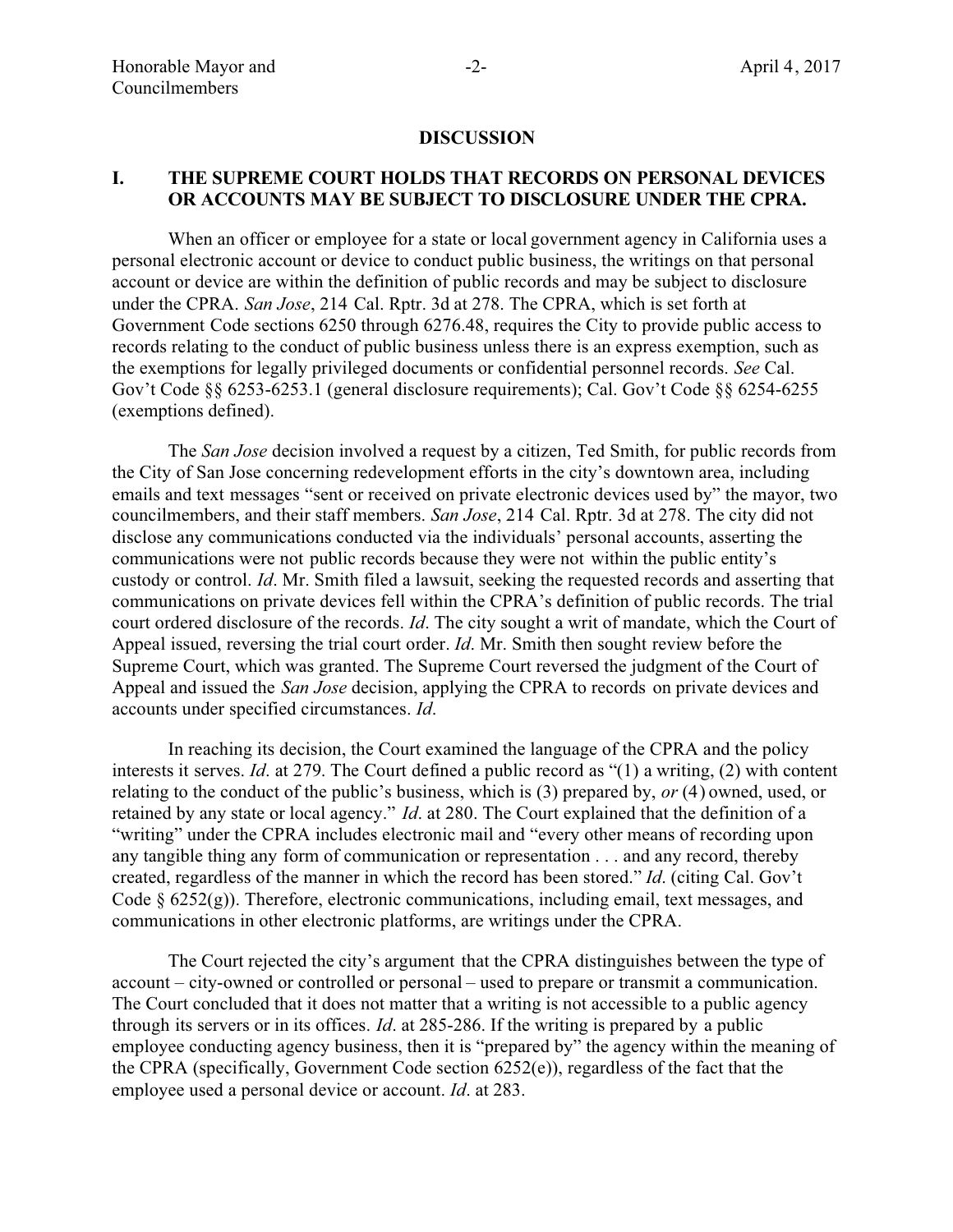## DISCUSSION

### I. THE SUPREME COURT HOLDS THAT RECORDS ON PERSONAL DEVICES OR ACCOUNTS MAY BE SUBJECT TO DISCLOSURE UNDER THE CPRA.

When an officer or employee for a state or local government agency in California uses a personal electronic account or device to conduct public business, the writings on that personal account or device are within the definition of public records and may be subject to disclosure under the CPRA. *San Jose*, 214 Cal. Rptr. 3d at 278. The CPRA, which is set forth at Government Code sections 6250 through 6276.48, requires the City to provide public access to records relating to the conduct of public business unless there is an express exemption, such as the exemptions for legally privileged documents or confidential personnel records. *See* Cal. Gov't Code §§ 6253-6253.1 (general disclosure requirements); Cal. Gov't Code §§ 6254-6255 (exemptions defined).

The *San Jose* decision involved a request by a citizen, Ted Smith, for public records from the City of San Jose concerning redevelopment efforts in the city's downtown area, including emails and text messages "sent or received on private electronic devices used by" the mayor, two councilmembers, and their staff members. *San Jose*, 214 Cal. Rptr. 3d at 278. The city did not disclose any communications conducted via the individuals' personal accounts, asserting the communications were not public records because they were not within the public entity's custody or control. *Id*. Mr. Smith filed a lawsuit, seeking the requested records and asserting that communications on private devices fell within the CPRA's definition of public records. The trial court ordered disclosure of the records. *Id*. The city sought a writ of mandate, which the Court of Appeal issued, reversing the trial court order. *Id*. Mr. Smith then sought review before the Supreme Court, which was granted. The Supreme Court reversed the judgment of the Court of Appeal and issued the *San Jose* decision, applying the CPRA to records on private devices and accounts under specified circumstances. *Id*.

In reaching its decision, the Court examined the language of the CPRA and the policy interests it serves. *Id*. at 279. The Court defined a public record as "(1) a writing, (2) with content relating to the conduct of the public's business, which is (3) prepared by, *or* (4) owned, used, or retained by any state or local agency." *Id*. at 280. The Court explained that the definition of a "writing" under the CPRA includes electronic mail and "every other means of recording upon any tangible thing any form of communication or representation . . . and any record, thereby created, regardless of the manner in which the record has been stored." *Id*. (citing Cal. Gov't Code § 6252(g)). Therefore, electronic communications, including email, text messages, and communications in other electronic platforms, are writings under the CPRA.

The Court rejected the city's argument that the CPRA distinguishes between the type of account – city-owned or controlled or personal – used to prepare or transmit a communication. The Court concluded that it does not matter that a writing is not accessible to a public agency through its servers or in its offices. *Id*. at 285-286. If the writing is prepared by a public employee conducting agency business, then it is "prepared by" the agency within the meaning of the CPRA (specifically, Government Code section 6252(e)), regardless of the fact that the employee used a personal device or account. *Id*. at 283.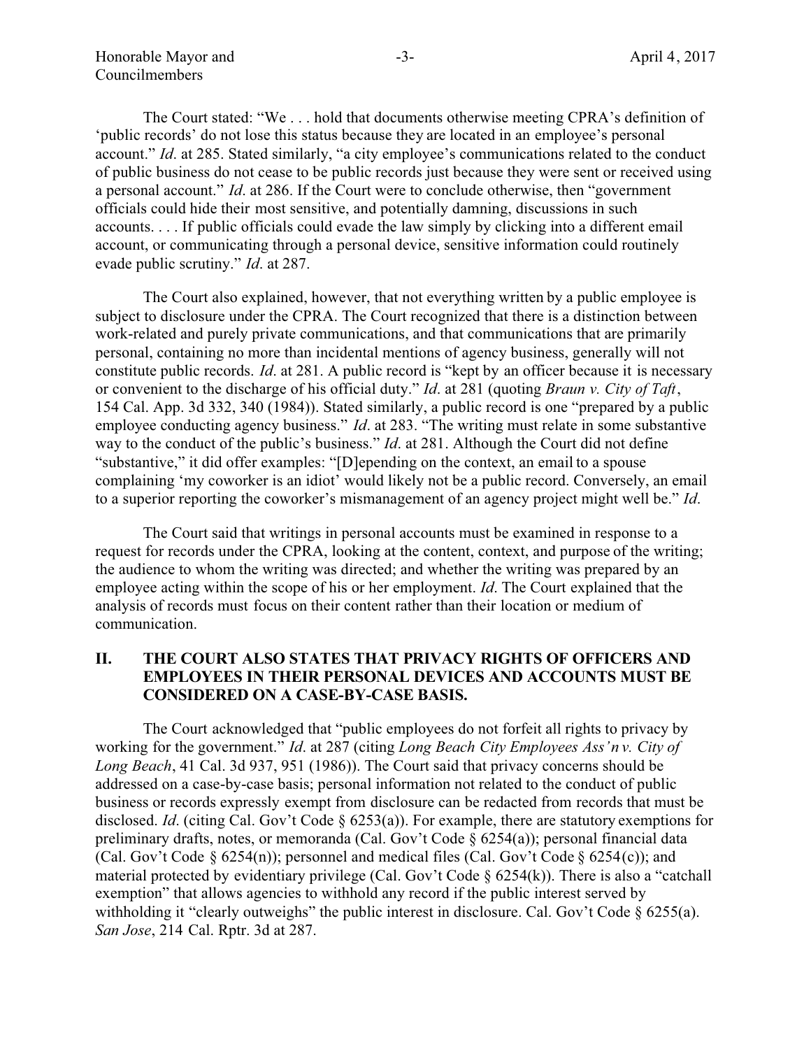The Court stated: "We . . . hold that documents otherwise meeting CPRA's definition of 'public records' do not lose this status because they are located in an employee's personal account." *Id*. at 285. Stated similarly, "a city employee's communications related to the conduct of public business do not cease to be public records just because they were sent or received using a personal account." *Id*. at 286. If the Court were to conclude otherwise, then "government officials could hide their most sensitive, and potentially damning, discussions in such accounts. . . . If public officials could evade the law simply by clicking into a different email account, or communicating through a personal device, sensitive information could routinely evade public scrutiny." *Id*. at 287.

The Court also explained, however, that not everything written by a public employee is subject to disclosure under the CPRA. The Court recognized that there is a distinction between work-related and purely private communications, and that communications that are primarily personal, containing no more than incidental mentions of agency business, generally will not constitute public records. *Id*. at 281. A public record is "kept by an officer because it is necessary or convenient to the discharge of his official duty." *Id*. at 281 (quoting *Braun v. City of Taft*, 154 Cal. App. 3d 332, 340 (1984)). Stated similarly, a public record is one "prepared by a public employee conducting agency business." *Id*. at 283. "The writing must relate in some substantive way to the conduct of the public's business." *Id*. at 281. Although the Court did not define "substantive," it did offer examples: "[D]epending on the context, an email to a spouse complaining 'my coworker is an idiot' would likely not be a public record. Conversely, an email to a superior reporting the coworker's mismanagement of an agency project might well be." *Id*.

The Court said that writings in personal accounts must be examined in response to a request for records under the CPRA, looking at the content, context, and purpose of the writing; the audience to whom the writing was directed; and whether the writing was prepared by an employee acting within the scope of his or her employment. *Id*. The Court explained that the analysis of records must focus on their content rather than their location or medium of communication.

## II. THE COURT ALSO STATES THAT PRIVACY RIGHTS OF OFFICERS AND EMPLOYEES IN THEIR PERSONAL DEVICES AND ACCOUNTS MUST BE CONSIDERED ON A CASE-BY-CASE BASIS.

The Court acknowledged that "public employees do not forfeit all rights to privacy by working for the government." *Id*. at 287 (citing *Long Beach City Employees Ass'n v. City of Long Beach*, 41 Cal. 3d 937, 951 (1986)). The Court said that privacy concerns should be addressed on a case-by-case basis; personal information not related to the conduct of public business or records expressly exempt from disclosure can be redacted from records that must be disclosed. *Id*. (citing Cal. Gov't Code § 6253(a)). For example, there are statutory exemptions for preliminary drafts, notes, or memoranda (Cal. Gov't Code § 6254(a)); personal financial data (Cal. Gov't Code § 6254(n)); personnel and medical files (Cal. Gov't Code § 6254(c)); and material protected by evidentiary privilege (Cal. Gov't Code § 6254(k)). There is also a "catchall exemption" that allows agencies to withhold any record if the public interest served by withholding it "clearly outweighs" the public interest in disclosure. Cal. Gov't Code § 6255(a). *San Jose*, 214 Cal. Rptr. 3d at 287.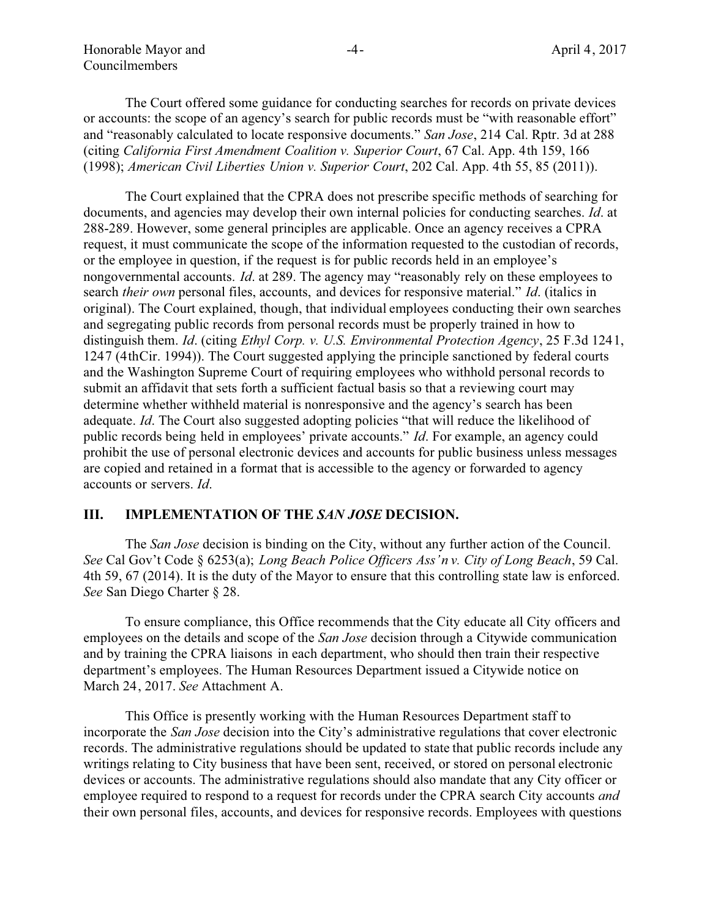The Court offered some guidance for conducting searches for records on private devices or accounts: the scope of an agency's search for public records must be "with reasonable effort" and "reasonably calculated to locate responsive documents." *San Jose*, 214 Cal. Rptr. 3d at 288 (citing *California First Amendment Coalition v. Superior Court*, 67 Cal. App. 4th 159, 166 (1998); *American Civil Liberties Union v. Superior Court*, 202 Cal. App. 4th 55, 85 (2011)).

The Court explained that the CPRA does not prescribe specific methods of searching for documents, and agencies may develop their own internal policies for conducting searches. *Id*. at 288-289. However, some general principles are applicable. Once an agency receives a CPRA request, it must communicate the scope of the information requested to the custodian of records, or the employee in question, if the request is for public records held in an employee's nongovernmental accounts. *Id*. at 289. The agency may "reasonably rely on these employees to search *their own* personal files, accounts, and devices for responsive material." *Id*. (italics in original). The Court explained, though, that individual employees conducting their own searches and segregating public records from personal records must be properly trained in how to distinguish them. *Id*. (citing *Ethyl Corp. v. U.S. Environmental Protection Agency*, 25 F.3d 1241, 1247 (4thCir. 1994)). The Court suggested applying the principle sanctioned by federal courts and the Washington Supreme Court of requiring employees who withhold personal records to submit an affidavit that sets forth a sufficient factual basis so that a reviewing court may determine whether withheld material is nonresponsive and the agency's search has been adequate. *Id*. The Court also suggested adopting policies "that will reduce the likelihood of public records being held in employees' private accounts." *Id*. For example, an agency could prohibit the use of personal electronic devices and accounts for public business unless messages are copied and retained in a format that is accessible to the agency or forwarded to agency accounts or servers. *Id*.

## III. IMPLEMENTATION OF THE *SAN JOSE* DECISION.

The *San Jose* decision is binding on the City, without any further action of the Council. *See* Cal Gov't Code § 6253(a); *Long Beach Police Officers Ass'n v. City of Long Beach*, 59 Cal. 4th 59, 67 (2014). It is the duty of the Mayor to ensure that this controlling state law is enforced. *See* San Diego Charter § 28.

To ensure compliance, this Office recommends that the City educate all City officers and employees on the details and scope of the *San Jose* decision through a Citywide communication and by training the CPRA liaisons in each department, who should then train their respective department's employees. The Human Resources Department issued a Citywide notice on March 24, 2017. *See* Attachment A.

This Office is presently working with the Human Resources Department staff to incorporate the *San Jose* decision into the City's administrative regulations that cover electronic records. The administrative regulations should be updated to state that public records include any writings relating to City business that have been sent, received, or stored on personal electronic devices or accounts. The administrative regulations should also mandate that any City officer or employee required to respond to a request for records under the CPRA search City accounts *and* their own personal files, accounts, and devices for responsive records. Employees with questions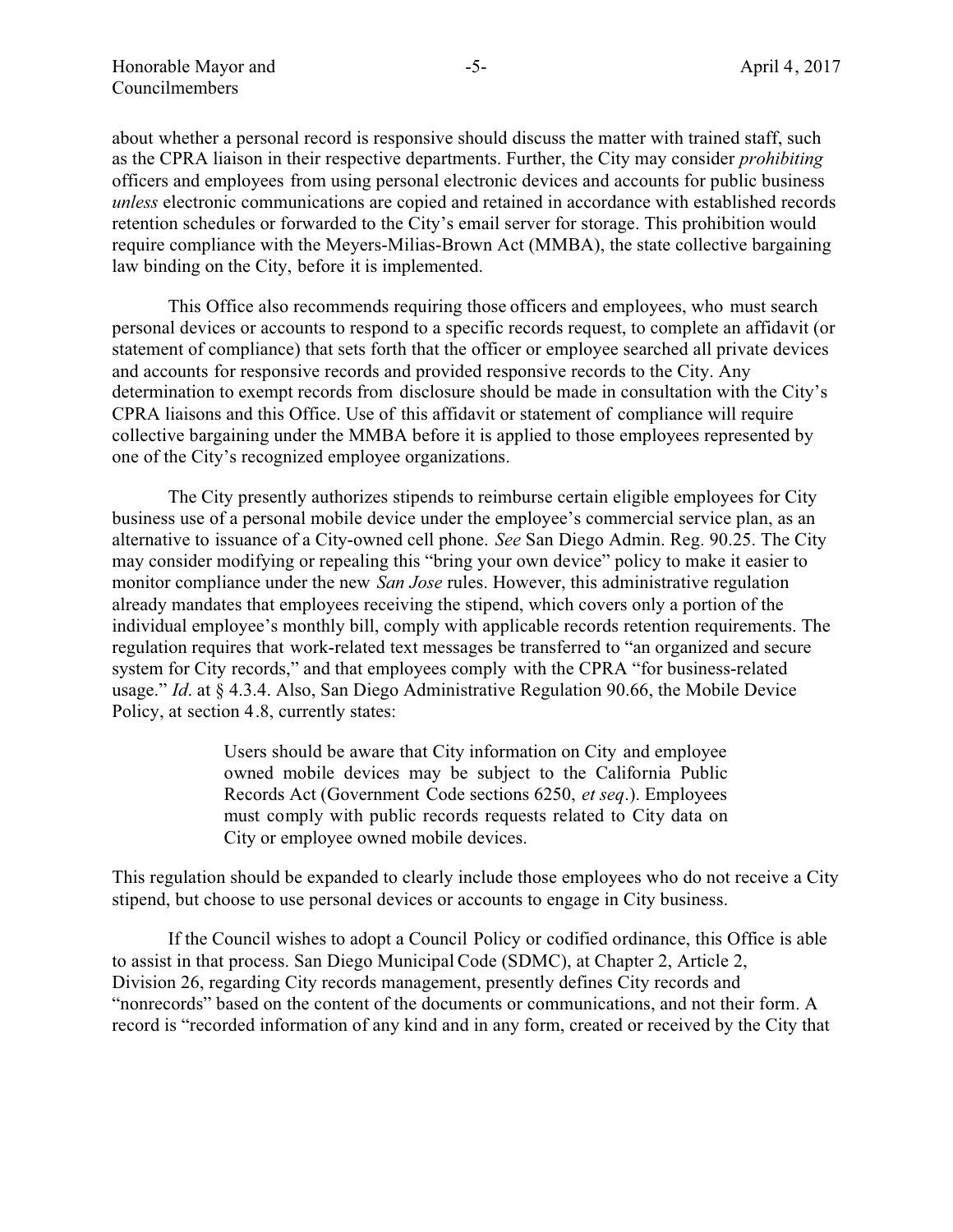about whether a personal record is responsive should discuss the matter with trained staff, such as the CPRA liaison in their respective departments. Further, the City may consider *prohibiting* officers and employees from using personal electronic devices and accounts for public business *unless* electronic communications are copied and retained in accordance with established records retention schedules or forwarded to the City's email server for storage. This prohibition would require compliance with the Meyers-Milias-Brown Act (MMBA), the state collective bargaining law binding on the City, before it is implemented.

This Office also recommends requiring those officers and employees, who must search personal devices or accounts to respond to a specific records request, to complete an affidavit (or statement of compliance) that sets forth that the officer or employee searched all private devices and accounts for responsive records and provided responsive records to the City. Any determination to exempt records from disclosure should be made in consultation with the City's CPRA liaisons and this Office. Use of this affidavit or statement of compliance will require collective bargaining under the MMBA before it is applied to those employees represented by one of the City's recognized employee organizations.

The City presently authorizes stipends to reimburse certain eligible employees for City business use of a personal mobile device under the employee's commercial service plan, as an alternative to issuance of a City-owned cell phone. *See* San Diego Admin. Reg. 90.25. The City may consider modifying or repealing this "bring your own device" policy to make it easier to monitor compliance under the new *San Jose* rules. However, this administrative regulation already mandates that employees receiving the stipend, which covers only a portion of the individual employee's monthly bill, comply with applicable records retention requirements. The regulation requires that work-related text messages be transferred to "an organized and secure system for City records," and that employees comply with the CPRA "for business-related usage." *Id*. at § 4.3.4. Also, San Diego Administrative Regulation 90.66, the Mobile Device Policy, at section 4.8, currently states:

> Users should be aware that City information on City and employee owned mobile devices may be subject to the California Public Records Act (Government Code sections 6250, *et seq*.). Employees must comply with public records requests related to City data on City or employee owned mobile devices.

This regulation should be expanded to clearly include those employees who do not receive a City stipend, but choose to use personal devices or accounts to engage in City business.

If the Council wishes to adopt a Council Policy or codified ordinance, this Office is able to assist in that process. San Diego Municipal Code (SDMC), at Chapter 2, Article 2, Division 26, regarding City records management, presently defines City records and "nonrecords" based on the content of the documents or communications, and not their form. A record is "recorded information of any kind and in any form, created or received by the City that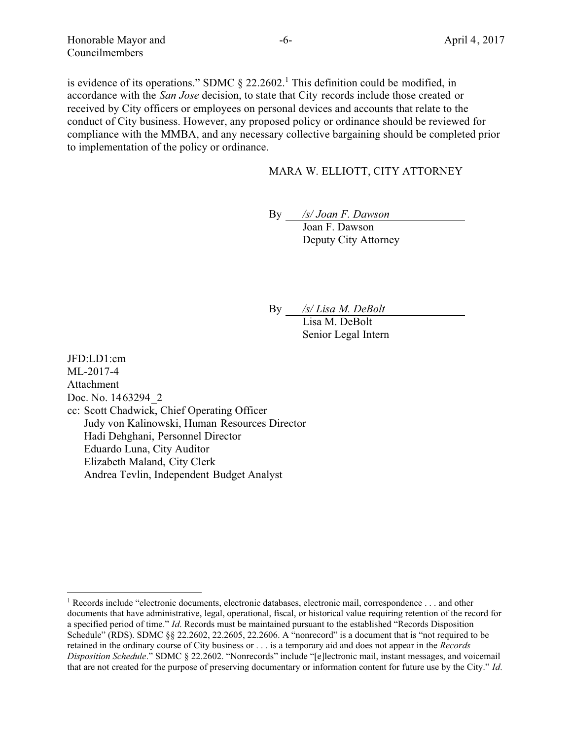is evidence of its operations." SDMC § 22.2602.[1] This definition could be modified, in accordance with the *San Jose* decision, to state that City records include those created or received by City officers or employees on personal devices and accounts that relate to the conduct of City business. However, any proposed policy or ordinance should be reviewed for compliance with the MMBA, and any necessary collective bargaining should be completed prior to implementation of the policy or ordinance.

MARA W. ELLIOTT, CITY ATTORNEY

By *&#47;s&#47; Joan F. Dawson*
Joan F. Dawson
Deputy City Attorney

By *&#47;s&#47; Lisa M. DeBolt*
Lisa M. DeBolt
Senior Legal Intern

JFD:LD1:cm
ML-2017-4
Attachment
Doc. No. 1463294_2
cc: Scott Chadwick, Chief Operating Officer
Judy von Kalinowski, Human Resources Director
Hadi Dehghani, Personnel Director
Eduardo Luna, City Auditor
Elizabeth Maland, City Clerk
Andrea Tevlin, Independent Budget Analyst

---

[1] Records include "electronic documents, electronic databases, electronic mail, correspondence . . . and other documents that have administrative, legal, operational, fiscal, or historical value requiring retention of the record for a specified period of time." *Id*. Records must be maintained pursuant to the established "Records Disposition Schedule" (RDS). SDMC §§ 22.2602, 22.2605, 22.2606. A "nonrecord" is a document that is "not required to be retained in the ordinary course of City business or . . . is a temporary aid and does not appear in the *Records Disposition Schedule*." SDMC § 22.2602. "Nonrecords" include "[e]lectronic mail, instant messages, and voicemail that are not created for the purpose of preserving documentary or information content for future use by the City." *Id.*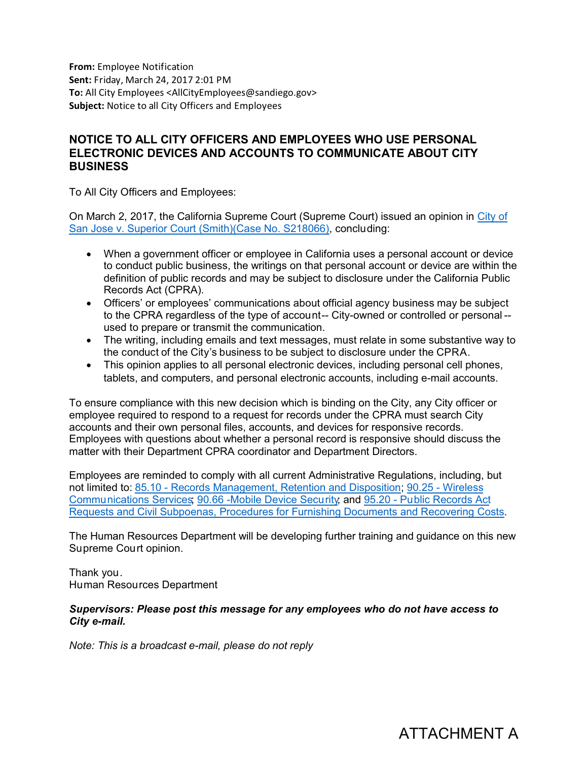**From:** Employee Notification
**Sent:** Friday, March 24, 2017 2:01 PM
**To:** All City Employees <AllCityEmployees@sandiego.gov>
**Subject:** Notice to all City Officers and Employees

## NOTICE TO ALL CITY OFFICERS AND EMPLOYEES WHO USE PERSONAL ELECTRONIC DEVICES AND ACCOUNTS TO COMMUNICATE ABOUT CITY BUSINESS

To All City Officers and Employees:

On March 2, 2017, the California Supreme Court (Supreme Court) issued an opinion in City of San Jose v. Superior Court (Smith)(Case No. S218066), concluding:

- When a government officer or employee in California uses a personal account or device to conduct public business, the writings on that personal account or device are within the definition of public records and may be subject to disclosure under the California Public Records Act (CPRA).
- Officers' or employees' communications about official agency business may be subject to the CPRA regardless of the type of account-- City-owned or controlled or personal -- used to prepare or transmit the communication.
- The writing, including emails and text messages, must relate in some substantive way to the conduct of the City's business to be subject to disclosure under the CPRA.
- This opinion applies to all personal electronic devices, including personal cell phones, tablets, and computers, and personal electronic accounts, including e-mail accounts.

To ensure compliance with this new decision which is binding on the City, any City officer or employee required to respond to a request for records under the CPRA must search City accounts and their own personal files, accounts, and devices for responsive records. Employees with questions about whether a personal record is responsive should discuss the matter with their Department CPRA coordinator and Department Directors.

Employees are reminded to comply with all current Administrative Regulations, including, but not limited to: 85.10 - Records Management, Retention and Disposition; 90.25 - Wireless Communications Services; 90.66 -Mobile Device Security; and 95.20 - Public Records Act Requests and Civil Subpoenas, Procedures for Furnishing Documents and Recovering Costs.

The Human Resources Department will be developing further training and guidance on this new Supreme Court opinion.

Thank you.
Human Resources Department

***Supervisors: Please post this message for any employees who do not have access to City e-mail.***

*Note: This is a broadcast e-mail, please do not reply*

ATTACHMENT A